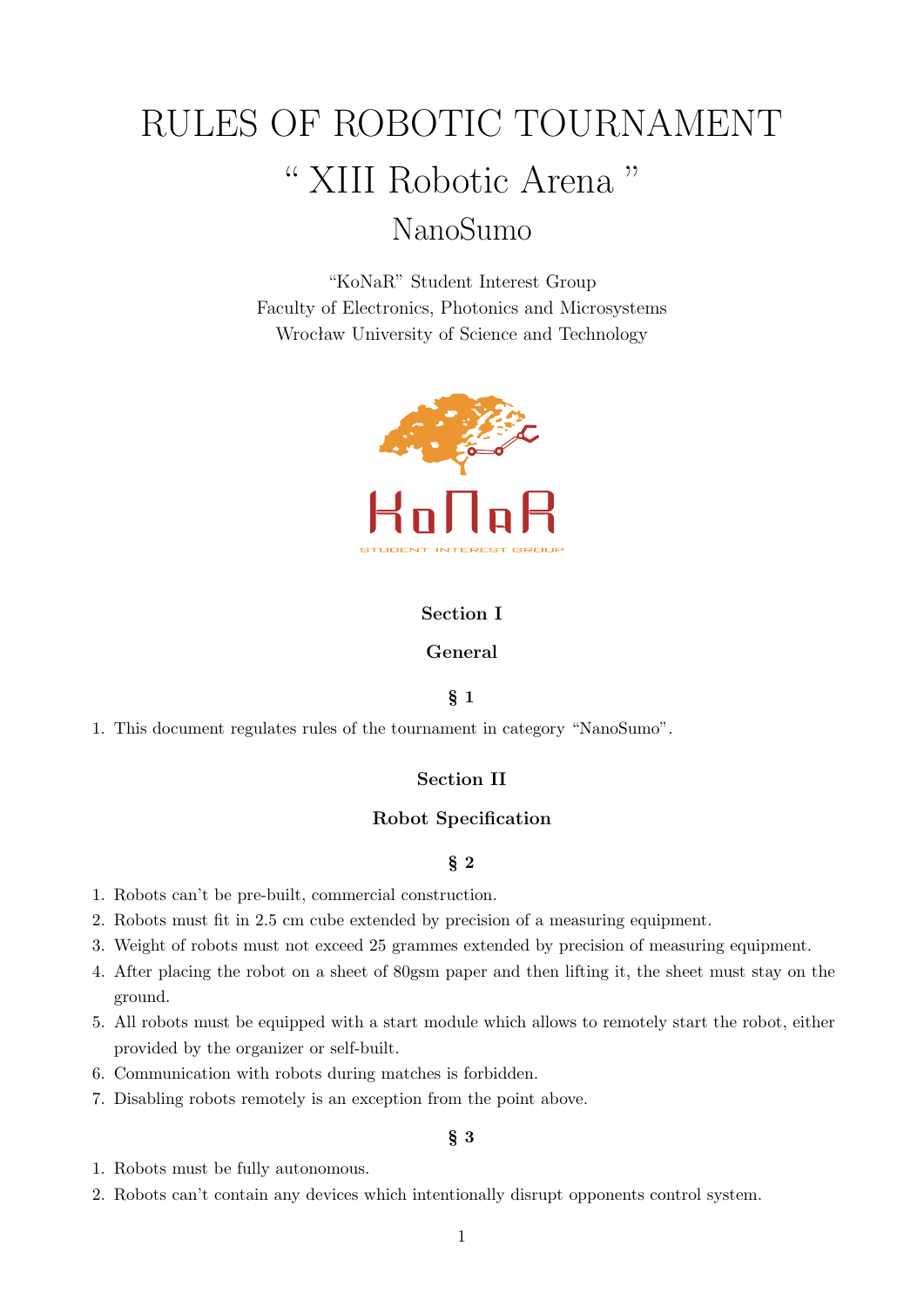# RULES OF ROBOTIC TOURNAMENT

# " XIII Robotic Arena "

## NanoSumo

"KoNaR" Student Interest Group
Faculty of Electronics, Photonics and Microsystems
Wrocław University of Science and Technology

### Section I

### General

#### § 1

1. This document regulates rules of the tournament in category "NanoSumo".

### Section II

### Robot Specification

#### § 2

1. Robots can't be pre-built, commercial construction.
2. Robots must fit in 2.5 cm cube extended by precision of a measuring equipment.
3. Weight of robots must not exceed 25 grammes extended by precision of measuring equipment.
4. After placing the robot on a sheet of 80gsm paper and then lifting it, the sheet must stay on the ground.
5. All robots must be equipped with a start module which allows to remotely start the robot, either provided by the organizer or self-built.
6. Communication with robots during matches is forbidden.
7. Disabling robots remotely is an exception from the point above.

#### § 3

1. Robots must be fully autonomous.
2. Robots can't contain any devices which intentionally disrupt opponents control system.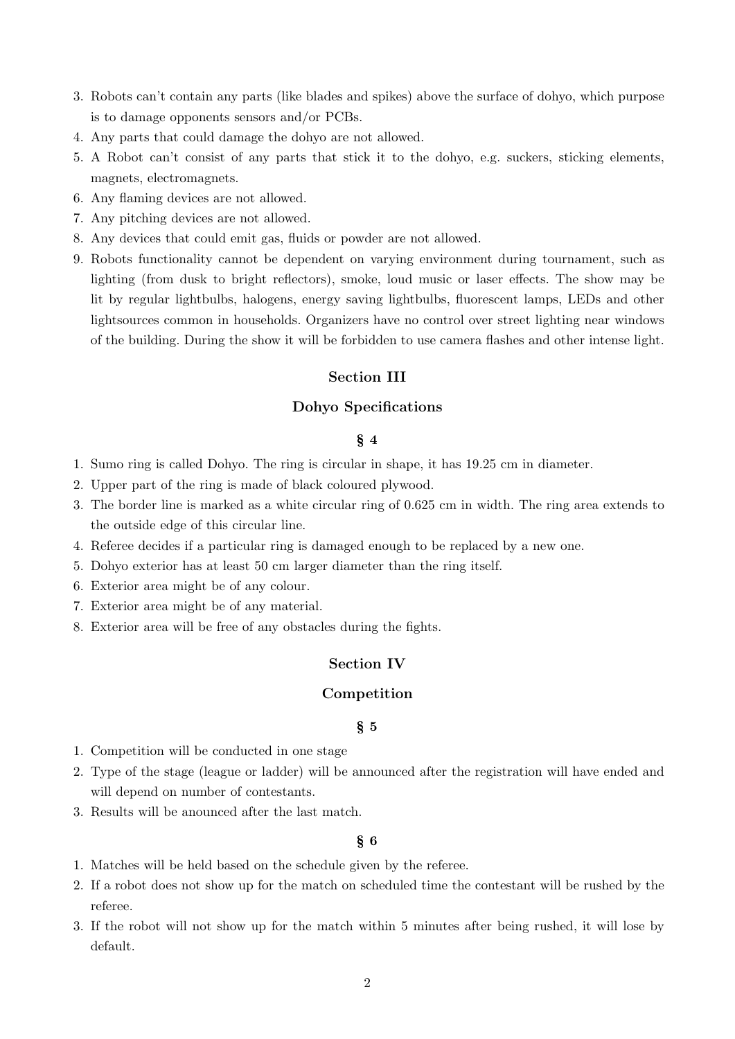3. Robots can't contain any parts (like blades and spikes) above the surface of dohyo, which purpose is to damage opponents sensors and/or PCBs.
4. Any parts that could damage the dohyo are not allowed.
5. A Robot can't consist of any parts that stick it to the dohyo, e.g. suckers, sticking elements, magnets, electromagnets.
6. Any flaming devices are not allowed.
7. Any pitching devices are not allowed.
8. Any devices that could emit gas, fluids or powder are not allowed.
9. Robots functionality cannot be dependent on varying environment during tournament, such as lighting (from dusk to bright reflectors), smoke, loud music or laser effects. The show may be lit by regular lightbulbs, halogens, energy saving lightbulbs, fluorescent lamps, LEDs and other lightsources common in households. Organizers have no control over street lighting near windows of the building. During the show it will be forbidden to use camera flashes and other intense light.

## Section III

## Dohyo Specifications

### § 4

1. Sumo ring is called Dohyo. The ring is circular in shape, it has 19.25 cm in diameter.
2. Upper part of the ring is made of black coloured plywood.
3. The border line is marked as a white circular ring of 0.625 cm in width. The ring area extends to the outside edge of this circular line.
4. Referee decides if a particular ring is damaged enough to be replaced by a new one.
5. Dohyo exterior has at least 50 cm larger diameter than the ring itself.
6. Exterior area might be of any colour.
7. Exterior area might be of any material.
8. Exterior area will be free of any obstacles during the fights.

## Section IV

## Competition

### § 5

1. Competition will be conducted in one stage
2. Type of the stage (league or ladder) will be announced after the registration will have ended and will depend on number of contestants.
3. Results will be anounced after the last match.

### § 6

1. Matches will be held based on the schedule given by the referee.
2. If a robot does not show up for the match on scheduled time the contestant will be rushed by the referee.
3. If the robot will not show up for the match within 5 minutes after being rushed, it will lose by default.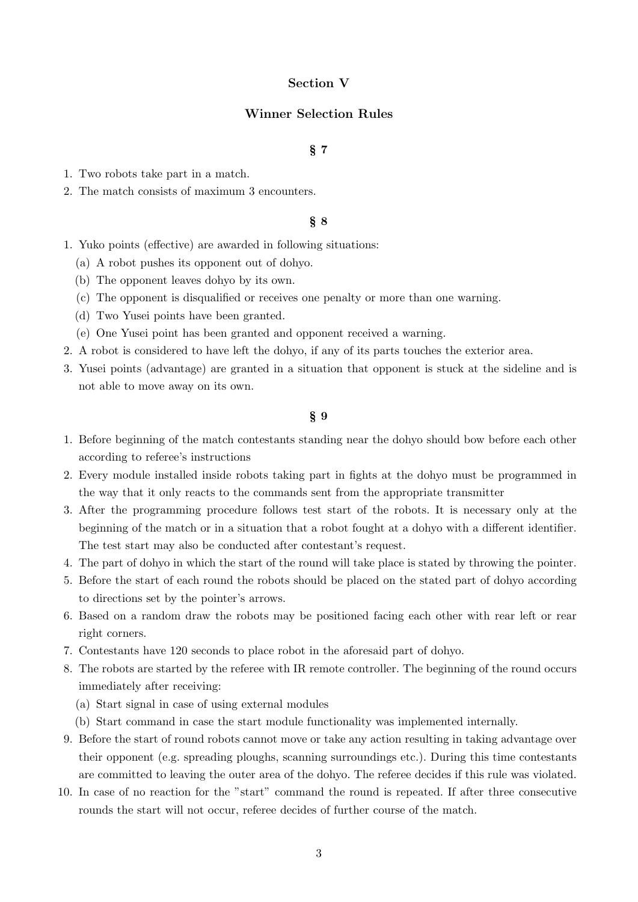## Section V

## Winner Selection Rules

### § 7

1. Two robots take part in a match.
2. The match consists of maximum 3 encounters.

### § 8

1. Yuko points (effective) are awarded in following situations:
   (a) A robot pushes its opponent out of dohyo.
   (b) The opponent leaves dohyo by its own.
   (c) The opponent is disqualified or receives one penalty or more than one warning.
   (d) Two Yusei points have been granted.
   (e) One Yusei point has been granted and opponent received a warning.
2. A robot is considered to have left the dohyo, if any of its parts touches the exterior area.
3. Yusei points (advantage) are granted in a situation that opponent is stuck at the sideline and is not able to move away on its own.

### § 9

1. Before beginning of the match contestants standing near the dohyo should bow before each other according to referee's instructions
2. Every module installed inside robots taking part in fights at the dohyo must be programmed in the way that it only reacts to the commands sent from the appropriate transmitter
3. After the programming procedure follows test start of the robots. It is necessary only at the beginning of the match or in a situation that a robot fought at a dohyo with a different identifier. The test start may also be conducted after contestant's request.
4. The part of dohyo in which the start of the round will take place is stated by throwing the pointer.
5. Before the start of each round the robots should be placed on the stated part of dohyo according to directions set by the pointer's arrows.
6. Based on a random draw the robots may be positioned facing each other with rear left or rear right corners.
7. Contestants have 120 seconds to place robot in the aforesaid part of dohyo.
8. The robots are started by the referee with IR remote controller. The beginning of the round occurs immediately after receiving:
   (a) Start signal in case of using external modules
   (b) Start command in case the start module functionality was implemented internally.
9. Before the start of round robots cannot move or take any action resulting in taking advantage over their opponent (e.g. spreading ploughs, scanning surroundings etc.). During this time contestants are committed to leaving the outer area of the dohyo. The referee decides if this rule was violated.
10. In case of no reaction for the "start" command the round is repeated. If after three consecutive rounds the start will not occur, referee decides of further course of the match.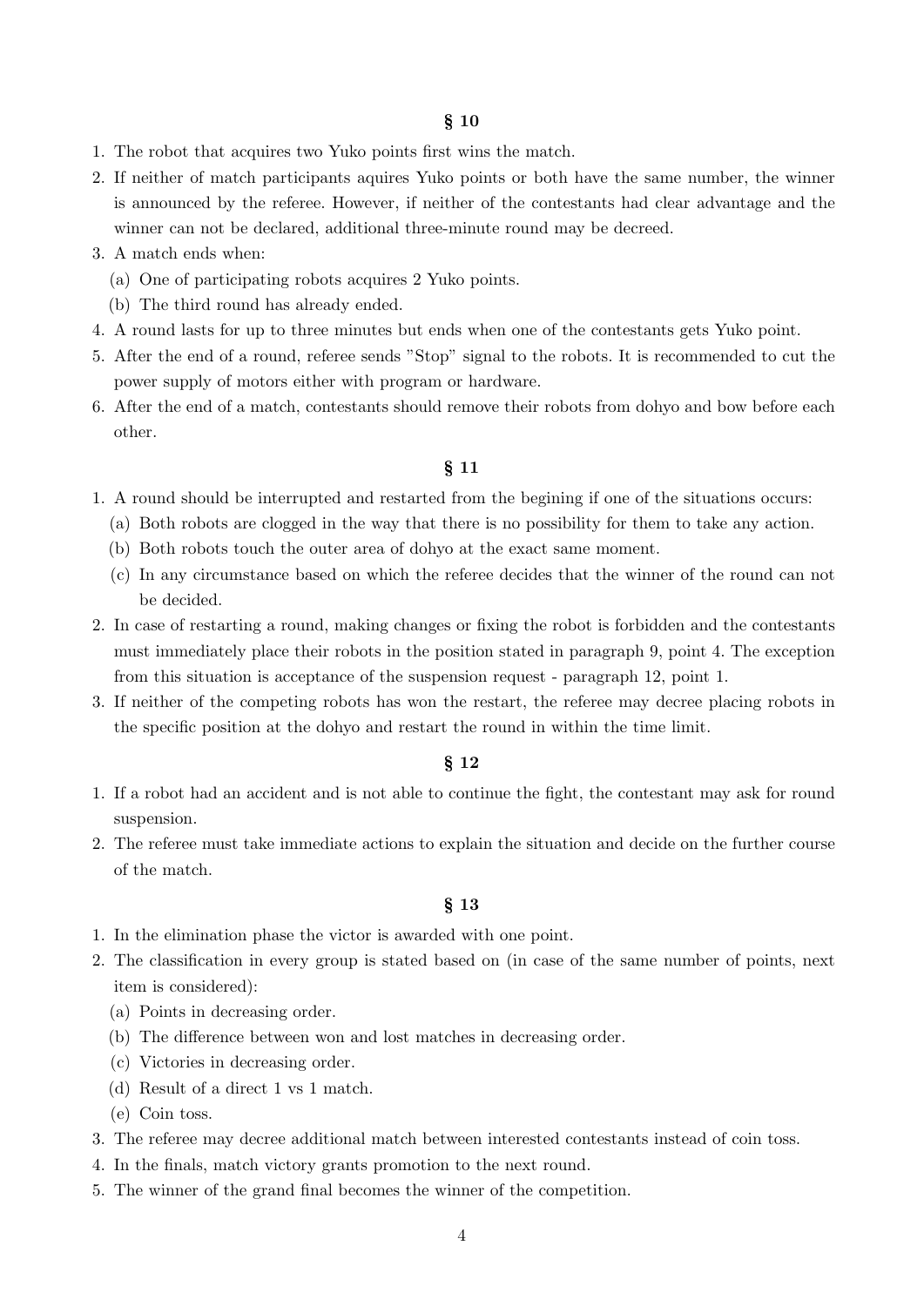## § 10

1. The robot that acquires two Yuko points first wins the match.
2. If neither of match participants aquires Yuko points or both have the same number, the winner is announced by the referee. However, if neither of the contestants had clear advantage and the winner can not be declared, additional three-minute round may be decreed.
3. A match ends when:
   (a) One of participating robots acquires 2 Yuko points.
   (b) The third round has already ended.
4. A round lasts for up to three minutes but ends when one of the contestants gets Yuko point.
5. After the end of a round, referee sends "Stop" signal to the robots. It is recommended to cut the power supply of motors either with program or hardware.
6. After the end of a match, contestants should remove their robots from dohyo and bow before each other.

## § 11

1. A round should be interrupted and restarted from the begining if one of the situations occurs:
   (a) Both robots are clogged in the way that there is no possibility for them to take any action.
   (b) Both robots touch the outer area of dohyo at the exact same moment.
   (c) In any circumstance based on which the referee decides that the winner of the round can not be decided.
2. In case of restarting a round, making changes or fixing the robot is forbidden and the contestants must immediately place their robots in the position stated in paragraph 9, point 4. The exception from this situation is acceptance of the suspension request - paragraph 12, point 1.
3. If neither of the competing robots has won the restart, the referee may decree placing robots in the specific position at the dohyo and restart the round in within the time limit.

## § 12

1. If a robot had an accident and is not able to continue the fight, the contestant may ask for round suspension.
2. The referee must take immediate actions to explain the situation and decide on the further course of the match.

## § 13

1. In the elimination phase the victor is awarded with one point.
2. The classification in every group is stated based on (in case of the same number of points, next item is considered):
   (a) Points in decreasing order.
   (b) The difference between won and lost matches in decreasing order.
   (c) Victories in decreasing order.
   (d) Result of a direct 1 vs 1 match.
   (e) Coin toss.
3. The referee may decree additional match between interested contestants instead of coin toss.
4. In the finals, match victory grants promotion to the next round.
5. The winner of the grand final becomes the winner of the competition.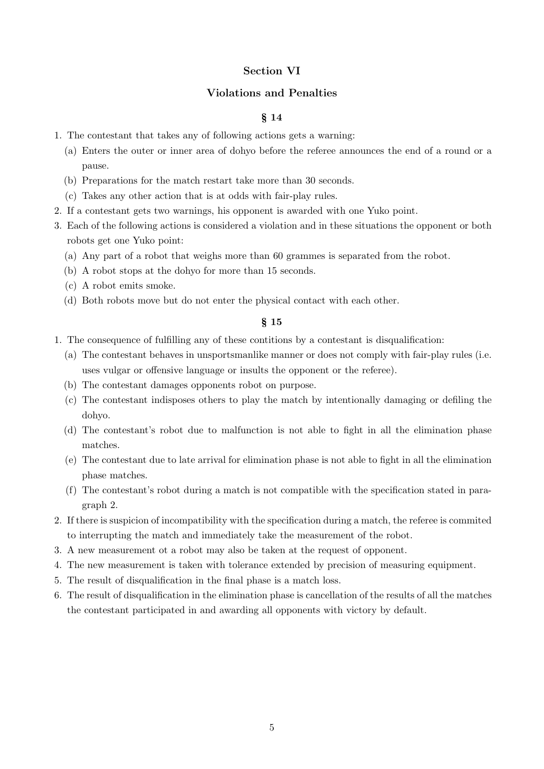## Section VI

## Violations and Penalties

### § 14

1. The contestant that takes any of following actions gets a warning:
   (a) Enters the outer or inner area of dohyo before the referee announces the end of a round or a pause.
   (b) Preparations for the match restart take more than 30 seconds.
   (c) Takes any other action that is at odds with fair-play rules.
2. If a contestant gets two warnings, his opponent is awarded with one Yuko point.
3. Each of the following actions is considered a violation and in these situations the opponent or both robots get one Yuko point:
   (a) Any part of a robot that weighs more than 60 grammes is separated from the robot.
   (b) A robot stops at the dohyo for more than 15 seconds.
   (c) A robot emits smoke.
   (d) Both robots move but do not enter the physical contact with each other.

### § 15

1. The consequence of fulfilling any of these contitions by a contestant is disqualification:
   (a) The contestant behaves in unsportsmanlike manner or does not comply with fair-play rules (i.e. uses vulgar or offensive language or insults the opponent or the referee).
   (b) The contestant damages opponents robot on purpose.
   (c) The contestant indisposes others to play the match by intentionally damaging or defiling the dohyo.
   (d) The contestant's robot due to malfunction is not able to fight in all the elimination phase matches.
   (e) The contestant due to late arrival for elimination phase is not able to fight in all the elimination phase matches.
   (f) The contestant's robot during a match is not compatible with the specification stated in paragraph 2.
2. If there is suspicion of incompatibility with the specification during a match, the referee is commited to interrupting the match and immediately take the measurement of the robot.
3. A new measurement ot a robot may also be taken at the request of opponent.
4. The new measurement is taken with tolerance extended by precision of measuring equipment.
5. The result of disqualification in the final phase is a match loss.
6. The result of disqualification in the elimination phase is cancellation of the results of all the matches the contestant participated in and awarding all opponents with victory by default.